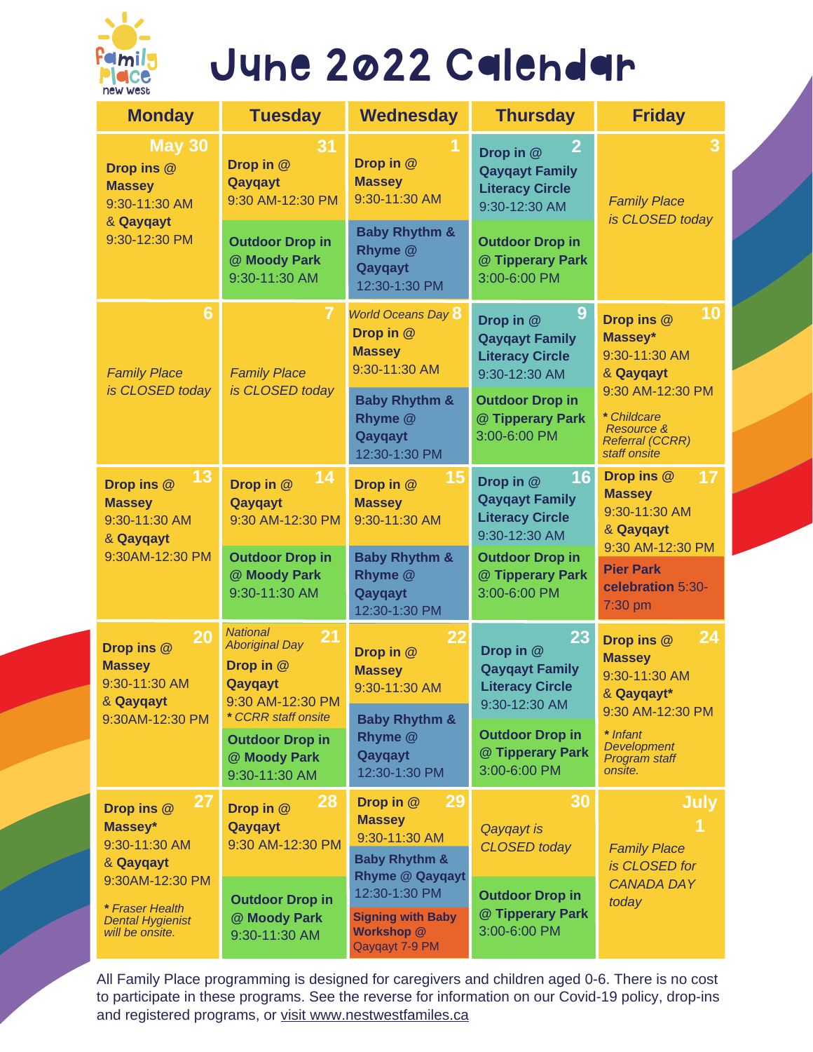Family Place new west

# June 2022 Calendar

| Monday | Tuesday | Wednesday | Thursday | Friday |
|---|---|---|---|---|
| **May 30** **Drop ins @ Massey** 9:30-11:30 AM & **Qayqayt** 9:30-12:30 PM | **31** **Drop in @ Qayqayt** 9:30 AM-12:30 PM **Outdoor Drop in @ Moody Park** 9:30-11:30 AM | **1** **Drop in @ Massey** 9:30-11:30 AM **Baby Rhythm & Rhyme @ Qayqayt** 12:30-1:30 PM | **2** **Drop in @ Qayqayt Family Literacy Circle** 9:30-12:30 AM **Outdoor Drop in @ Tipperary Park** 3:00-6:00 PM | **3** *Family Place is CLOSED today* |
| **6** *Family Place is CLOSED today* | **7** *Family Place is CLOSED today* | **8** *World Oceans Day* **Drop in @ Massey** 9:30-11:30 AM **Baby Rhythm & Rhyme @ Qayqayt** 12:30-1:30 PM | **9** **Drop in @ Qayqayt Family Literacy Circle** 9:30-12:30 AM **Outdoor Drop in @ Tipperary Park** 3:00-6:00 PM | **10** **Drop ins @ Massey*** 9:30-11:30 AM & **Qayqayt** 9:30 AM-12:30 PM ***** *Childcare Resource & Referral (CCRR) staff onsite* |
| **13** **Drop ins @ Massey** 9:30-11:30 AM & **Qayqayt** 9:30AM-12:30 PM | **14** **Drop in @ Qayqayt** 9:30 AM-12:30 PM **Outdoor Drop in @ Moody Park** 9:30-11:30 AM | **15** **Drop in @ Massey** 9:30-11:30 AM **Baby Rhythm & Rhyme @ Qayqayt** 12:30-1:30 PM | **16** **Drop in @ Qayqayt Family Literacy Circle** 9:30-12:30 AM **Outdoor Drop in @ Tipperary Park** 3:00-6:00 PM | **17** **Drop ins @ Massey** 9:30-11:30 AM & **Qayqayt** 9:30 AM-12:30 PM **Pier Park celebration** 5:30-7:30 pm |
| **20** **Drop ins @ Massey** 9:30-11:30 AM & **Qayqayt** 9:30AM-12:30 PM | **21** *National Aboriginal Day* **Drop in @ Qayqayt** 9:30 AM-12:30 PM ***** *CCRR staff onsite* **Outdoor Drop in @ Moody Park** 9:30-11:30 AM | **22** **Drop in @ Massey** 9:30-11:30 AM **Baby Rhythm & Rhyme @ Qayqayt** 12:30-1:30 PM | **23** **Drop in @ Qayqayt Family Literacy Circle** 9:30-12:30 AM **Outdoor Drop in @ Tipperary Park** 3:00-6:00 PM | **24** **Drop ins @ Massey** 9:30-11:30 AM & **Qayqayt*** 9:30 AM-12:30 PM ***** *Infant Development Program staff onsite.* |
| **27** **Drop ins @ Massey*** 9:30-11:30 AM & **Qayqayt** 9:30AM-12:30 PM ***** *Fraser Health Dental Hygienist will be onsite.* | **28** **Drop in @ Qayqayt** 9:30 AM-12:30 PM **Outdoor Drop in @ Moody Park** 9:30-11:30 AM | **29** **Drop in @ Massey** 9:30-11:30 AM **Baby Rhythm & Rhyme @ Qayqayt** 12:30-1:30 PM **Signing with Baby Workshop @** Qayqayt 7-9 PM | **30** *Qayqayt is CLOSED today* **Outdoor Drop in @ Tipperary Park** 3:00-6:00 PM | **July 1** *Family Place is CLOSED for CANADA DAY today* |

All Family Place programming is designed for caregivers and children aged 0-6. There is no cost to participate in these programs. See the reverse for information on our Covid-19 policy, drop-ins and registered programs, or visit www.nestwestfamiles.ca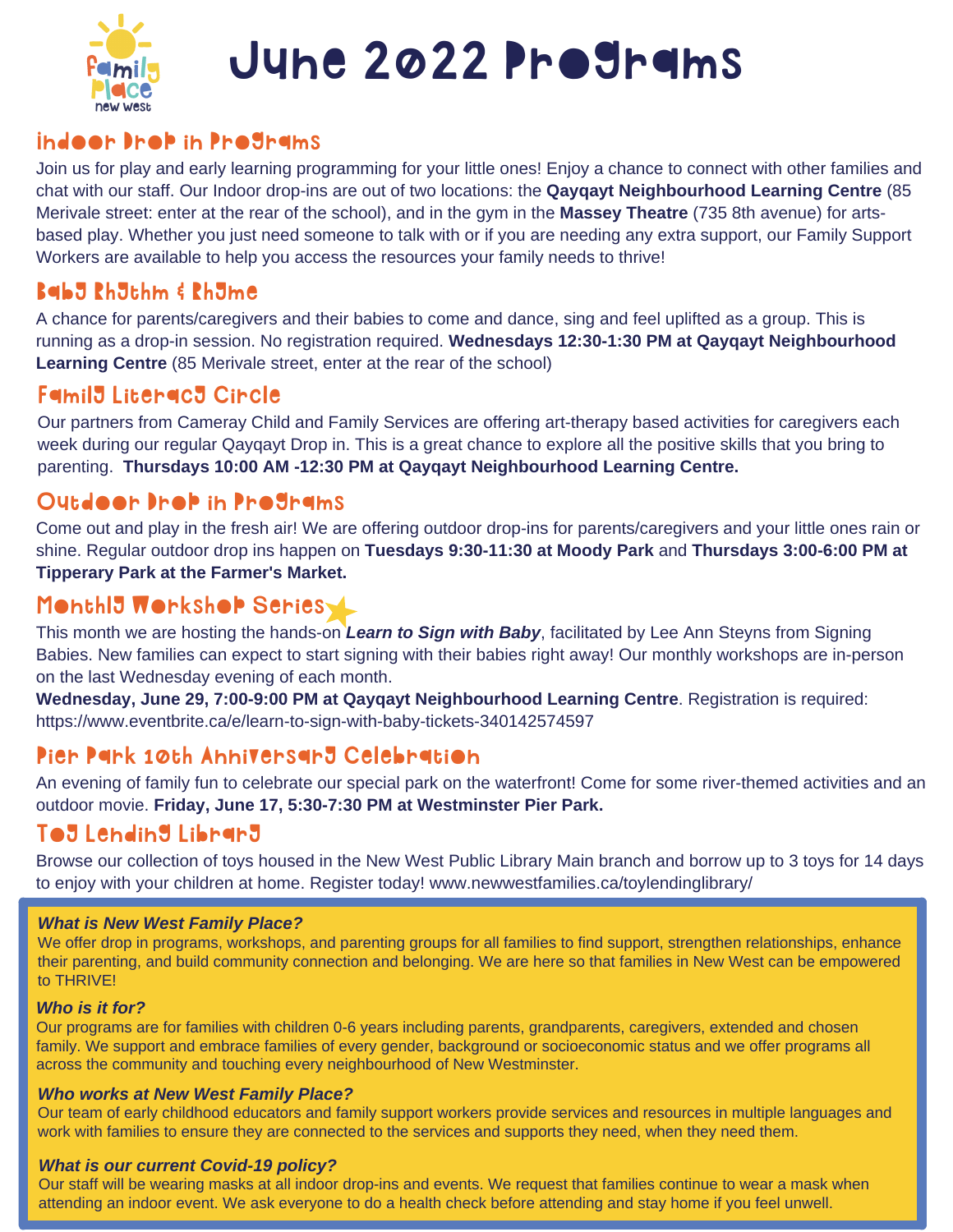# June 2022 Programs

## Indoor Drop in Programs

Join us for play and early learning programming for your little ones! Enjoy a chance to connect with other families and chat with our staff. Our Indoor drop-ins are out of two locations: the **Qayqayt Neighbourhood Learning Centre** (85 Merivale street: enter at the rear of the school), and in the gym in the **Massey Theatre** (735 8th avenue) for arts-based play. Whether you just need someone to talk with or if you are needing any extra support, our Family Support Workers are available to help you access the resources your family needs to thrive!

## Baby Rhythm & Rhyme

A chance for parents/caregivers and their babies to come and dance, sing and feel uplifted as a group. This is running as a drop-in session. No registration required. **Wednesdays 12:30-1:30 PM at Qayqayt Neighbourhood Learning Centre** (85 Merivale street, enter at the rear of the school)

## Family Literacy Circle

Our partners from Cameray Child and Family Services are offering art-therapy based activities for caregivers each week during our regular Qayqayt Drop in. This is a great chance to explore all the positive skills that you bring to parenting. **Thursdays 10:00 AM -12:30 PM at Qayqayt Neighbourhood Learning Centre.**

## Outdoor Drop in Programs

Come out and play in the fresh air! We are offering outdoor drop-ins for parents/caregivers and your little ones rain or shine. Regular outdoor drop ins happen on **Tuesdays 9:30-11:30 at Moody Park** and **Thursdays 3:00-6:00 PM at Tipperary Park at the Farmer's Market.**

## Monthly Workshop Series

This month we are hosting the hands-on ***Learn to Sign with Baby***, facilitated by Lee Ann Steyns from Signing Babies. New families can expect to start signing with their babies right away! Our monthly workshops are in-person on the last Wednesday evening of each month.

**Wednesday, June 29, 7:00-9:00 PM at Qayqayt Neighbourhood Learning Centre**. Registration is required: https://www.eventbrite.ca/e/learn-to-sign-with-baby-tickets-340142574597

## Pier Park 10th Anniversary Celebration

An evening of family fun to celebrate our special park on the waterfront! Come for some river-themed activities and an outdoor movie. **Friday, June 17, 5:30-7:30 PM at Westminster Pier Park.**

## Toy Lending Library

Browse our collection of toys housed in the New West Public Library Main branch and borrow up to 3 toys for 14 days to enjoy with your children at home. Register today! www.newwestfamilies.ca/toylendinglibrary/

***What is New West Family Place?***

We offer drop in programs, workshops, and parenting groups for all families to find support, strengthen relationships, enhance their parenting, and build community connection and belonging. We are here so that families in New West can be empowered to THRIVE!

***Who is it for?***

Our programs are for families with children 0-6 years including parents, grandparents, caregivers, extended and chosen family. We support and embrace families of every gender, background or socioeconomic status and we offer programs all across the community and touching every neighbourhood of New Westminster.

***Who works at New West Family Place?***

Our team of early childhood educators and family support workers provide services and resources in multiple languages and work with families to ensure they are connected to the services and supports they need, when they need them.

***What is our current Covid-19 policy?***

Our staff will be wearing masks at all indoor drop-ins and events. We request that families continue to wear a mask when attending an indoor event. We ask everyone to do a health check before attending and stay home if you feel unwell.